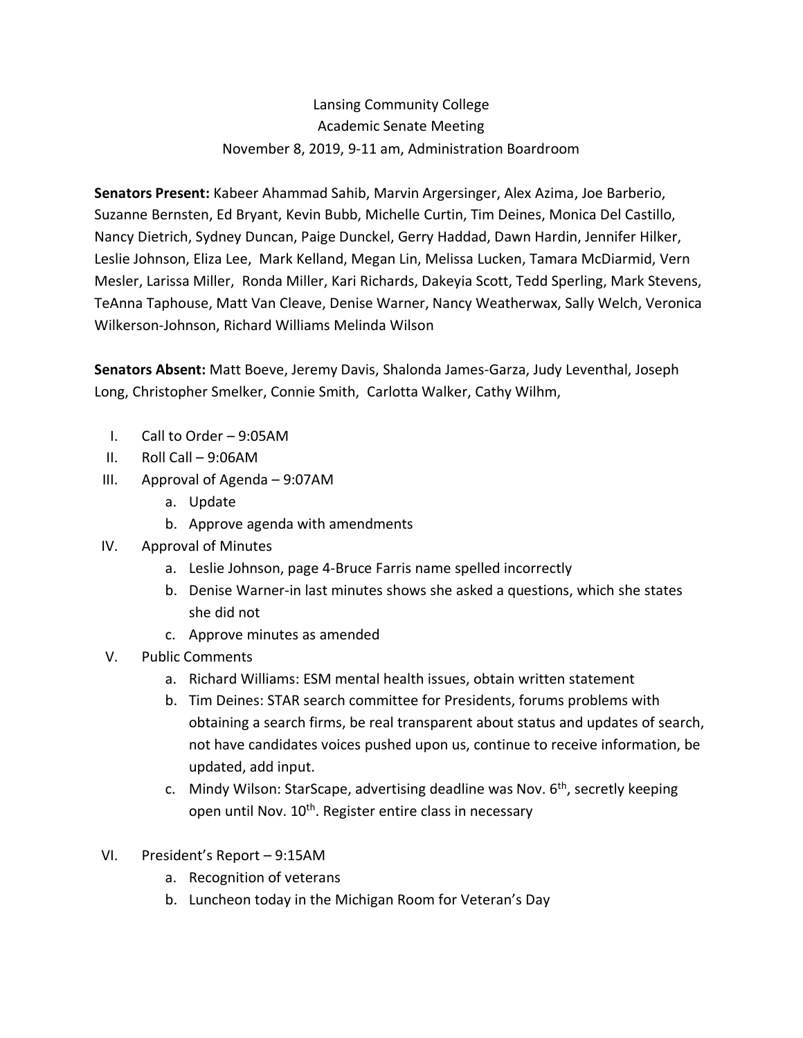Lansing Community College
Academic Senate Meeting
November 8, 2019, 9-11 am, Administration Boardroom

**Senators Present:** Kabeer Ahammad Sahib, Marvin Argersinger, Alex Azima, Joe Barberio, Suzanne Bernsten, Ed Bryant, Kevin Bubb, Michelle Curtin, Tim Deines, Monica Del Castillo, Nancy Dietrich, Sydney Duncan, Paige Dunckel, Gerry Haddad, Dawn Hardin, Jennifer Hilker, Leslie Johnson, Eliza Lee, Mark Kelland, Megan Lin, Melissa Lucken, Tamara McDiarmid, Vern Mesler, Larissa Miller, Ronda Miller, Kari Richards, Dakeyia Scott, Tedd Sperling, Mark Stevens, TeAnna Taphouse, Matt Van Cleave, Denise Warner, Nancy Weatherwax, Sally Welch, Veronica Wilkerson-Johnson, Richard Williams Melinda Wilson

**Senators Absent:** Matt Boeve, Jeremy Davis, Shalonda James-Garza, Judy Leventhal, Joseph Long, Christopher Smelker, Connie Smith, Carlotta Walker, Cathy Wilhm,

I. Call to Order – 9:05AM
II. Roll Call – 9:06AM
III. Approval of Agenda – 9:07AM
    a. Update
    b. Approve agenda with amendments
IV. Approval of Minutes
    a. Leslie Johnson, page 4-Bruce Farris name spelled incorrectly
    b. Denise Warner-in last minutes shows she asked a questions, which she states she did not
    c. Approve minutes as amended
V. Public Comments
    a. Richard Williams: ESM mental health issues, obtain written statement
    b. Tim Deines: STAR search committee for Presidents, forums problems with obtaining a search firms, be real transparent about status and updates of search, not have candidates voices pushed upon us, continue to receive information, be updated, add input.
    c. Mindy Wilson: StarScape, advertising deadline was Nov. 6th, secretly keeping open until Nov. 10th. Register entire class in necessary
VI. President's Report – 9:15AM
    a. Recognition of veterans
    b. Luncheon today in the Michigan Room for Veteran's Day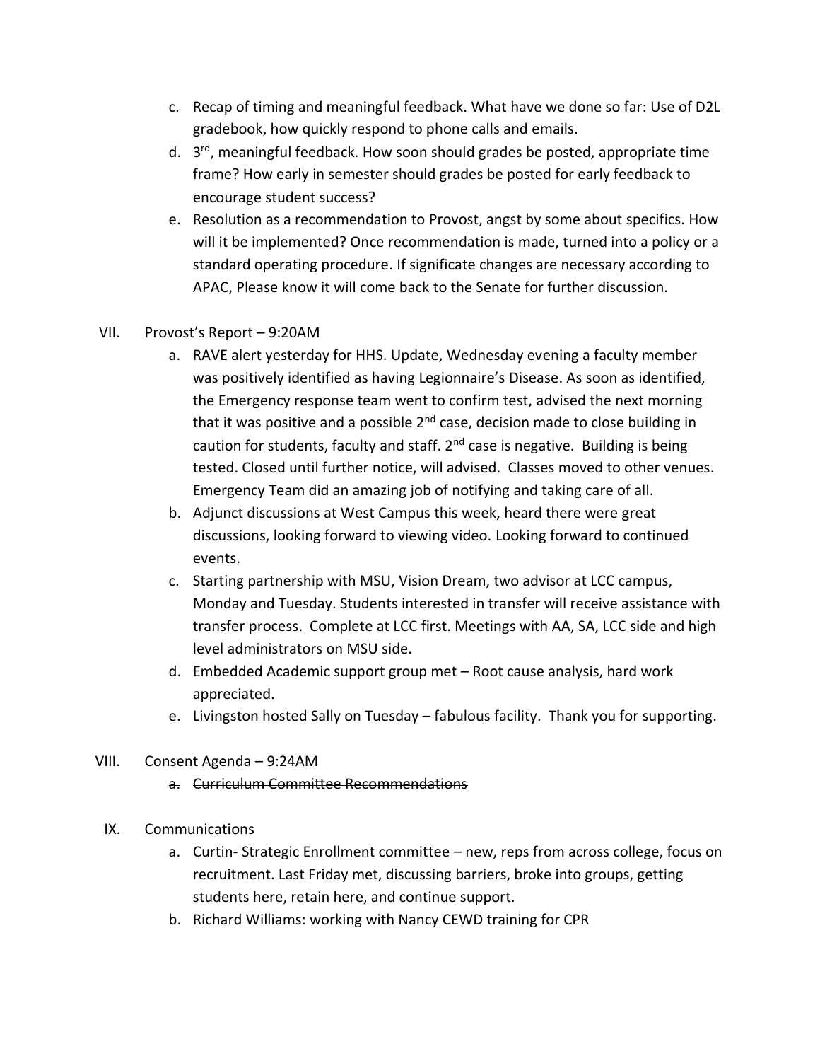c. Recap of timing and meaningful feedback. What have we done so far: Use of D2L gradebook, how quickly respond to phone calls and emails.

d. 3rd, meaningful feedback. How soon should grades be posted, appropriate time frame? How early in semester should grades be posted for early feedback to encourage student success?

e. Resolution as a recommendation to Provost, angst by some about specifics. How will it be implemented? Once recommendation is made, turned into a policy or a standard operating procedure. If significate changes are necessary according to APAC, Please know it will come back to the Senate for further discussion.

VII. Provost's Report – 9:20AM

a. RAVE alert yesterday for HHS. Update, Wednesday evening a faculty member was positively identified as having Legionnaire's Disease. As soon as identified, the Emergency response team went to confirm test, advised the next morning that it was positive and a possible 2nd case, decision made to close building in caution for students, faculty and staff. 2nd case is negative. Building is being tested. Closed until further notice, will advised. Classes moved to other venues. Emergency Team did an amazing job of notifying and taking care of all.

b. Adjunct discussions at West Campus this week, heard there were great discussions, looking forward to viewing video. Looking forward to continued events.

c. Starting partnership with MSU, Vision Dream, two advisor at LCC campus, Monday and Tuesday. Students interested in transfer will receive assistance with transfer process. Complete at LCC first. Meetings with AA, SA, LCC side and high level administrators on MSU side.

d. Embedded Academic support group met – Root cause analysis, hard work appreciated.

e. Livingston hosted Sally on Tuesday – fabulous facility. Thank you for supporting.

VIII. Consent Agenda – 9:24AM

a. ~~Curriculum Committee Recommendations~~

IX. Communications

a. Curtin- Strategic Enrollment committee – new, reps from across college, focus on recruitment. Last Friday met, discussing barriers, broke into groups, getting students here, retain here, and continue support.

b. Richard Williams: working with Nancy CEWD training for CPR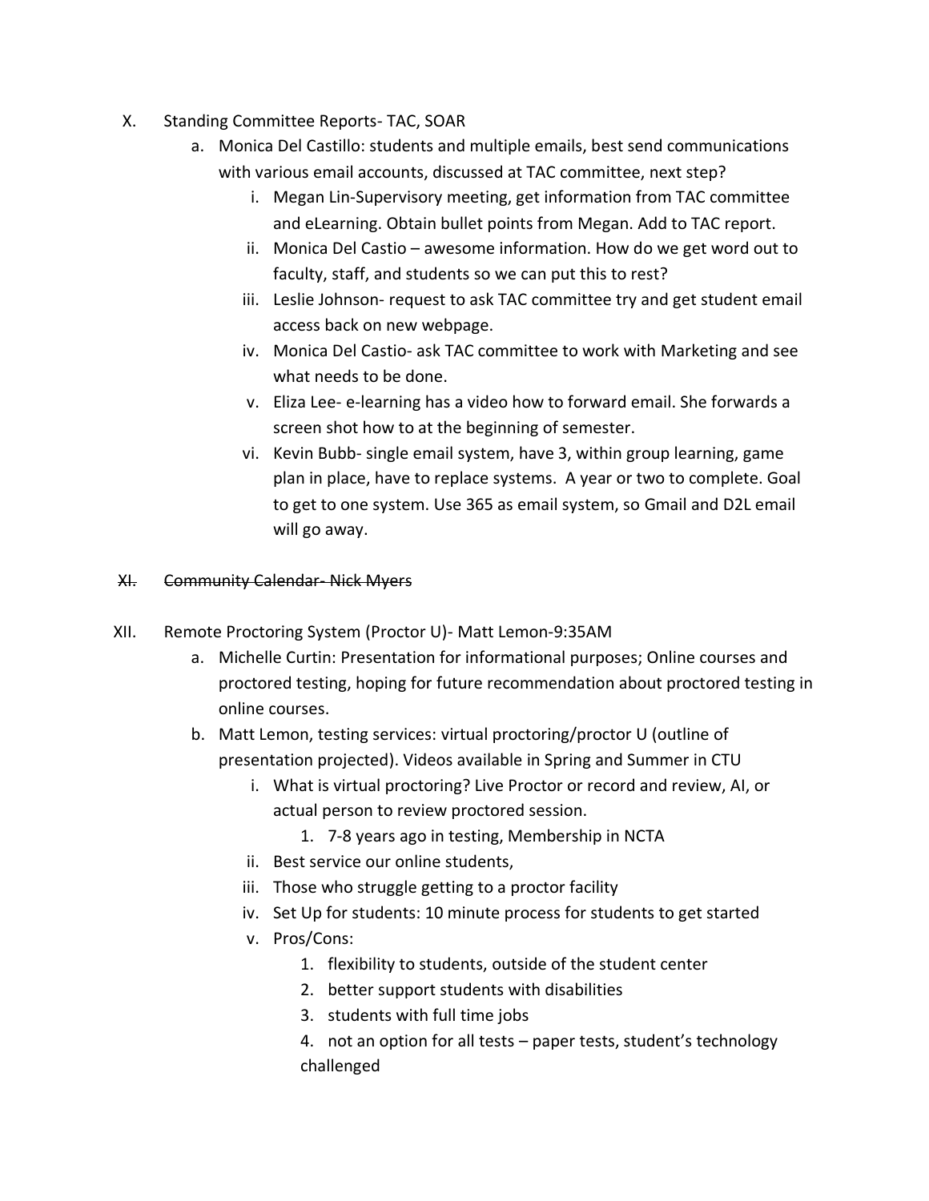X. Standing Committee Reports- TAC, SOAR

   a. Monica Del Castillo: students and multiple emails, best send communications with various email accounts, discussed at TAC committee, next step?

      i. Megan Lin-Supervisory meeting, get information from TAC committee and eLearning. Obtain bullet points from Megan. Add to TAC report.

      ii. Monica Del Castio – awesome information. How do we get word out to faculty, staff, and students so we can put this to rest?

      iii. Leslie Johnson- request to ask TAC committee try and get student email access back on new webpage.

      iv. Monica Del Castio- ask TAC committee to work with Marketing and see what needs to be done.

      v. Eliza Lee- e-learning has a video how to forward email. She forwards a screen shot how to at the beginning of semester.

      vi. Kevin Bubb- single email system, have 3, within group learning, game plan in place, have to replace systems. A year or two to complete. Goal to get to one system. Use 365 as email system, so Gmail and D2L email will go away.

~~XI. Community Calendar- Nick Myers~~

XII. Remote Proctoring System (Proctor U)- Matt Lemon-9:35AM

   a. Michelle Curtin: Presentation for informational purposes; Online courses and proctored testing, hoping for future recommendation about proctored testing in online courses.

   b. Matt Lemon, testing services: virtual proctoring/proctor U (outline of presentation projected). Videos available in Spring and Summer in CTU

      i. What is virtual proctoring? Live Proctor or record and review, AI, or actual person to review proctored session.

         1. 7-8 years ago in testing, Membership in NCTA

      ii. Best service our online students,

      iii. Those who struggle getting to a proctor facility

      iv. Set Up for students: 10 minute process for students to get started

      v. Pros/Cons:

         1. flexibility to students, outside of the student center
         2. better support students with disabilities
         3. students with full time jobs
         4. not an option for all tests – paper tests, student's technology challenged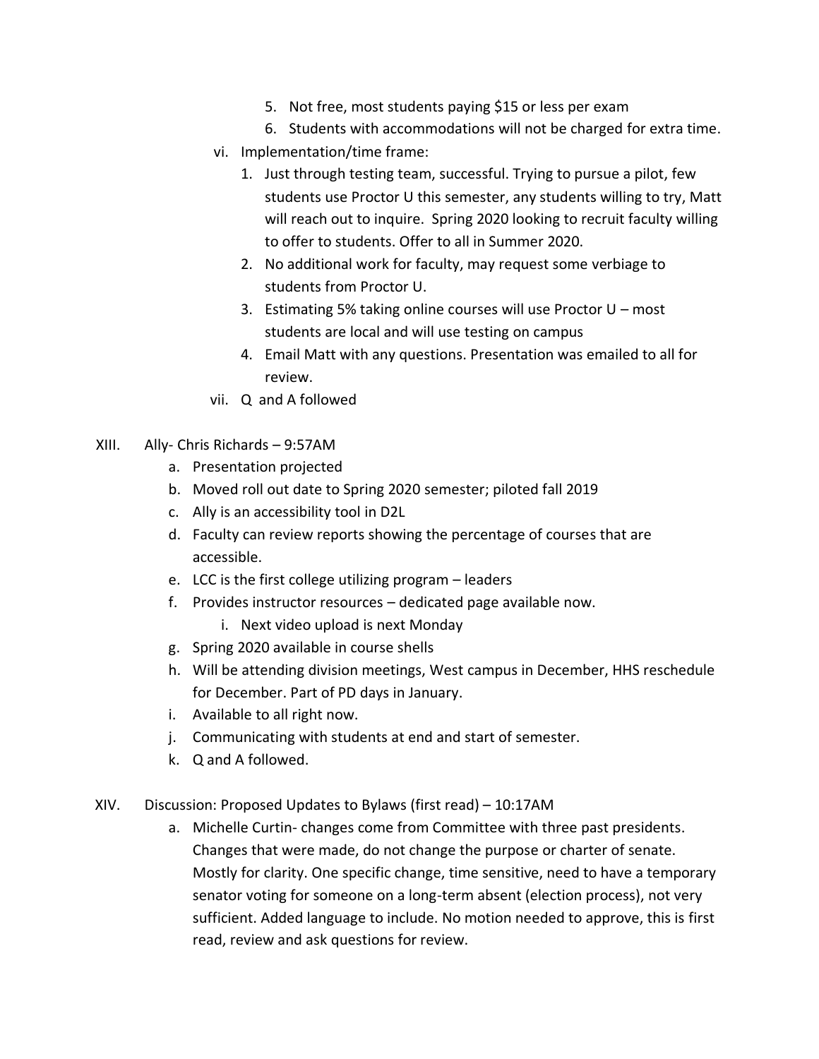5. Not free, most students paying $15 or less per exam
        6. Students with accommodations will not be charged for extra time.
    vi. Implementation/time frame:
        1. Just through testing team, successful. Trying to pursue a pilot, few students use Proctor U this semester, any students willing to try, Matt will reach out to inquire. Spring 2020 looking to recruit faculty willing to offer to students. Offer to all in Summer 2020.
        2. No additional work for faculty, may request some verbiage to students from Proctor U.
        3. Estimating 5% taking online courses will use Proctor U – most students are local and will use testing on campus
        4. Email Matt with any questions. Presentation was emailed to all for review.
    vii. Q and A followed

XIII. Ally- Chris Richards – 9:57AM
    a. Presentation projected
    b. Moved roll out date to Spring 2020 semester; piloted fall 2019
    c. Ally is an accessibility tool in D2L
    d. Faculty can review reports showing the percentage of courses that are accessible.
    e. LCC is the first college utilizing program – leaders
    f. Provides instructor resources – dedicated page available now.
        i. Next video upload is next Monday
    g. Spring 2020 available in course shells
    h. Will be attending division meetings, West campus in December, HHS reschedule for December. Part of PD days in January.
    i. Available to all right now.
    j. Communicating with students at end and start of semester.
    k. Q and A followed.

XIV. Discussion: Proposed Updates to Bylaws (first read) – 10:17AM
    a. Michelle Curtin- changes come from Committee with three past presidents. Changes that were made, do not change the purpose or charter of senate. Mostly for clarity. One specific change, time sensitive, need to have a temporary senator voting for someone on a long-term absent (election process), not very sufficient. Added language to include. No motion needed to approve, this is first read, review and ask questions for review.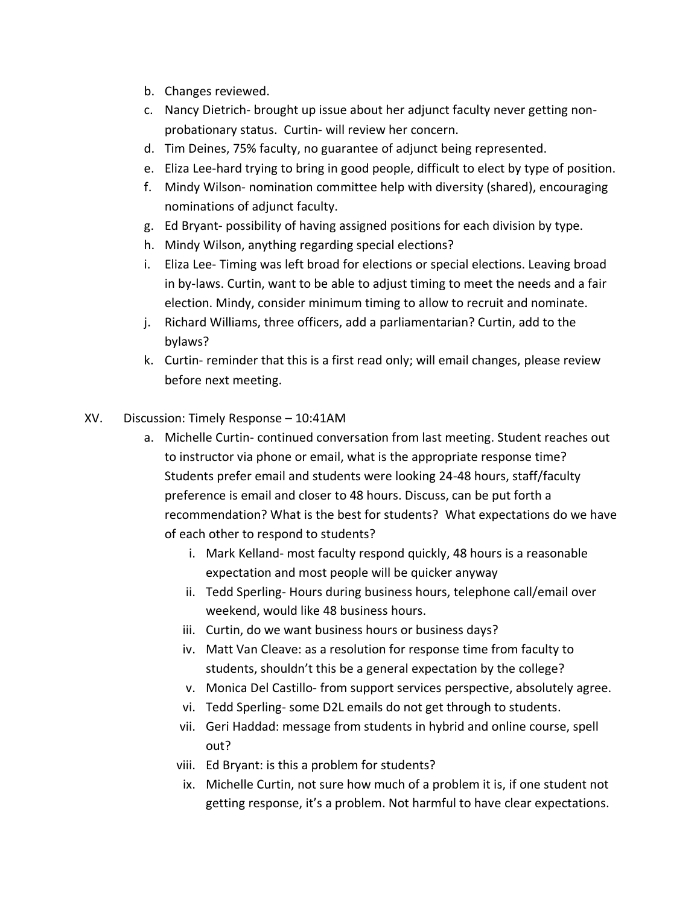b. Changes reviewed.
c. Nancy Dietrich- brought up issue about her adjunct faculty never getting non-probationary status. Curtin- will review her concern.
d. Tim Deines, 75% faculty, no guarantee of adjunct being represented.
e. Eliza Lee-hard trying to bring in good people, difficult to elect by type of position.
f. Mindy Wilson- nomination committee help with diversity (shared), encouraging nominations of adjunct faculty.
g. Ed Bryant- possibility of having assigned positions for each division by type.
h. Mindy Wilson, anything regarding special elections?
i. Eliza Lee- Timing was left broad for elections or special elections. Leaving broad in by-laws. Curtin, want to be able to adjust timing to meet the needs and a fair election. Mindy, consider minimum timing to allow to recruit and nominate.
j. Richard Williams, three officers, add a parliamentarian? Curtin, add to the bylaws?
k. Curtin- reminder that this is a first read only; will email changes, please review before next meeting.

XV. Discussion: Timely Response – 10:41AM

a. Michelle Curtin- continued conversation from last meeting. Student reaches out to instructor via phone or email, what is the appropriate response time? Students prefer email and students were looking 24-48 hours, staff/faculty preference is email and closer to 48 hours. Discuss, can be put forth a recommendation? What is the best for students? What expectations do we have of each other to respond to students?
   i. Mark Kelland- most faculty respond quickly, 48 hours is a reasonable expectation and most people will be quicker anyway
   ii. Tedd Sperling- Hours during business hours, telephone call/email over weekend, would like 48 business hours.
   iii. Curtin, do we want business hours or business days?
   iv. Matt Van Cleave: as a resolution for response time from faculty to students, shouldn't this be a general expectation by the college?
   v. Monica Del Castillo- from support services perspective, absolutely agree.
   vi. Tedd Sperling- some D2L emails do not get through to students.
   vii. Geri Haddad: message from students in hybrid and online course, spell out?
   viii. Ed Bryant: is this a problem for students?
   ix. Michelle Curtin, not sure how much of a problem it is, if one student not getting response, it's a problem. Not harmful to have clear expectations.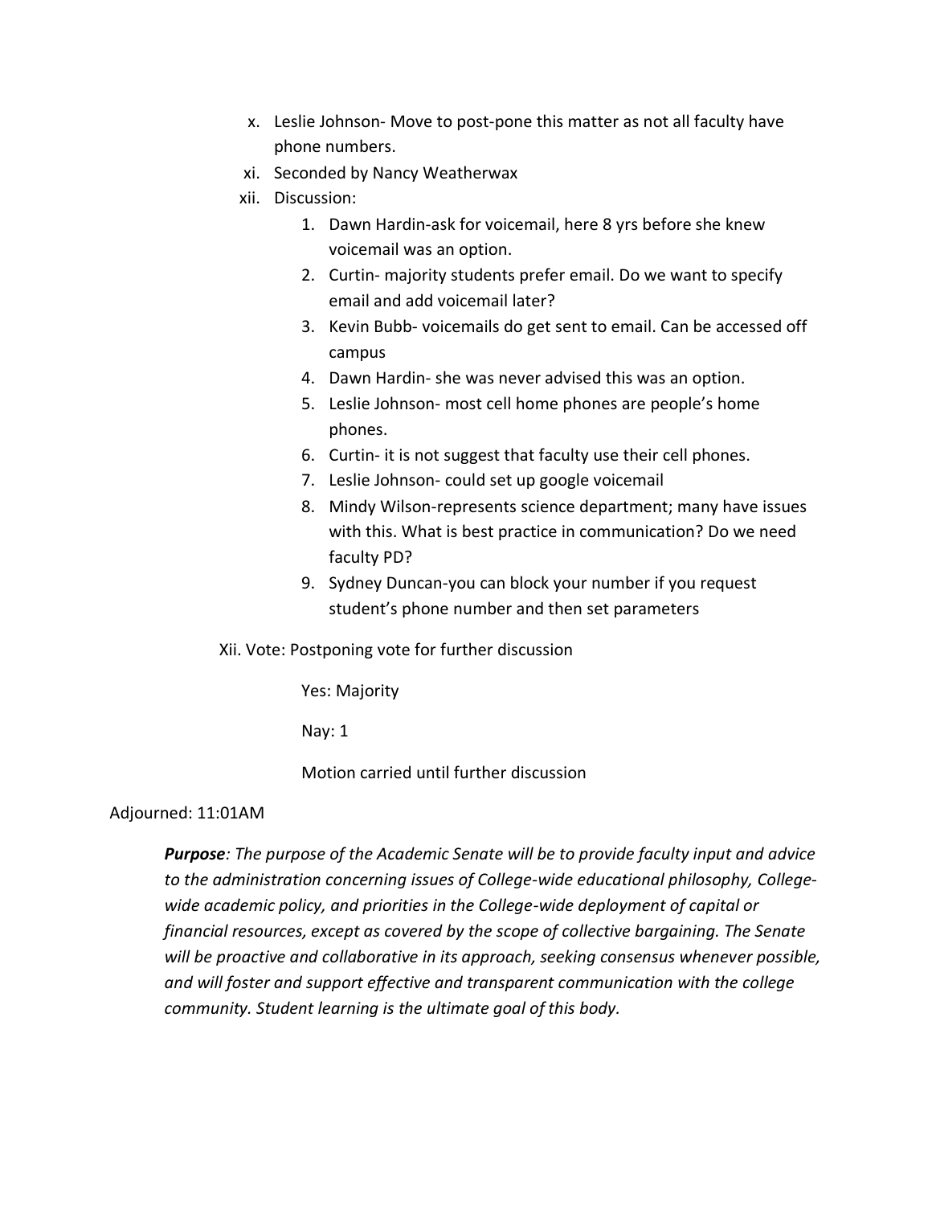x. Leslie Johnson- Move to post-pone this matter as not all faculty have phone numbers.

xi. Seconded by Nancy Weatherwax

xii. Discussion:

1. Dawn Hardin-ask for voicemail, here 8 yrs before she knew voicemail was an option.
2. Curtin- majority students prefer email. Do we want to specify email and add voicemail later?
3. Kevin Bubb- voicemails do get sent to email. Can be accessed off campus
4. Dawn Hardin- she was never advised this was an option.
5. Leslie Johnson- most cell home phones are people's home phones.
6. Curtin- it is not suggest that faculty use their cell phones.
7. Leslie Johnson- could set up google voicemail
8. Mindy Wilson-represents science department; many have issues with this. What is best practice in communication? Do we need faculty PD?
9. Sydney Duncan-you can block your number if you request student's phone number and then set parameters

Xii. Vote: Postponing vote for further discussion

Yes: Majority

Nay: 1

Motion carried until further discussion

Adjourned: 11:01AM

***Purpose****: The purpose of the Academic Senate will be to provide faculty input and advice to the administration concerning issues of College-wide educational philosophy, College-wide academic policy, and priorities in the College-wide deployment of capital or financial resources, except as covered by the scope of collective bargaining. The Senate will be proactive and collaborative in its approach, seeking consensus whenever possible, and will foster and support effective and transparent communication with the college community. Student learning is the ultimate goal of this body.*